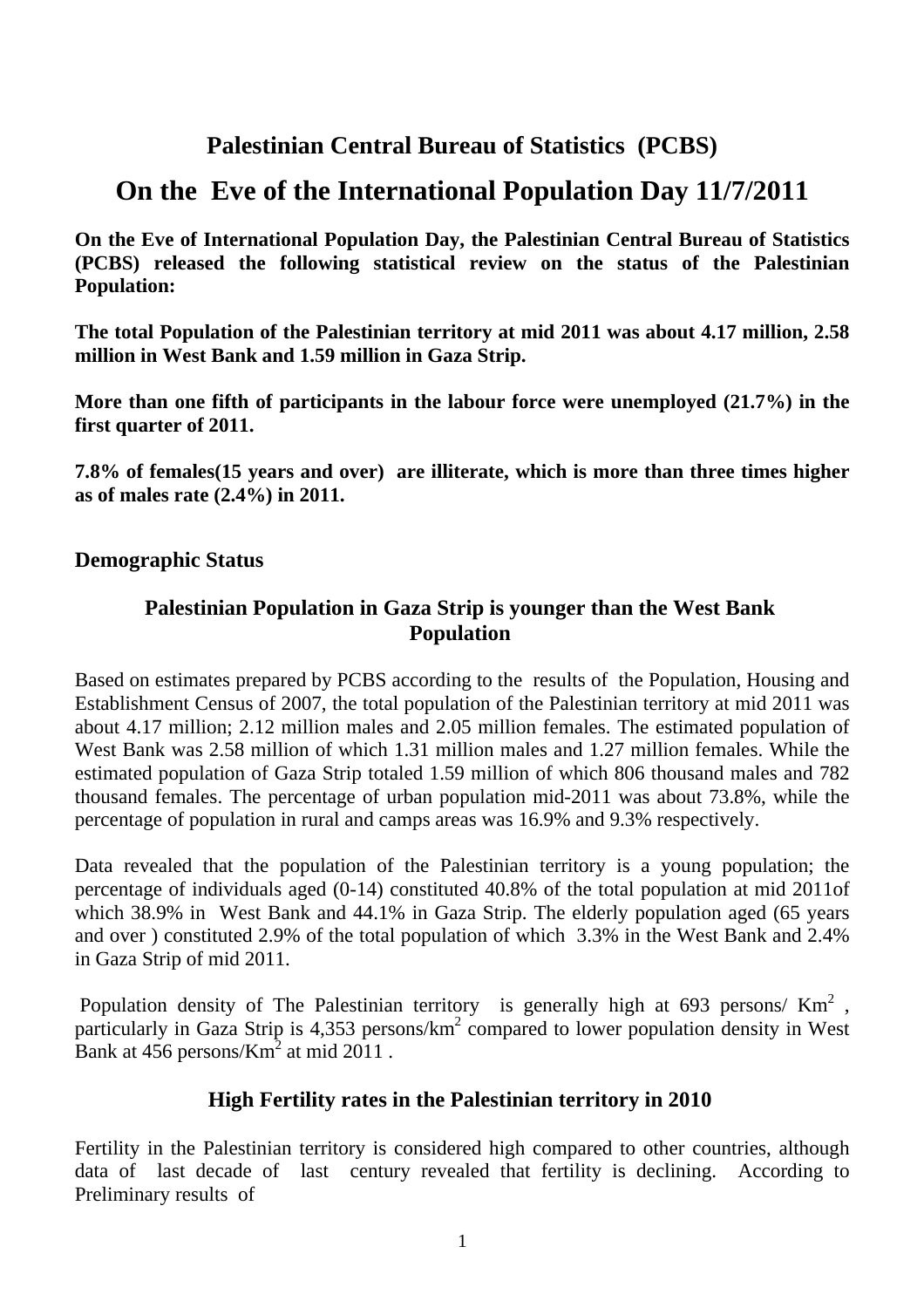## Palestinian Central Bureau of Statistics (PCBS)

# On the Eve of the International Population Day 11/7/2011

**On the Eve of International Population Day, the Palestinian Central Bureau of Statistics (PCBS) released the following statistical review on the status of the Palestinian Population:**

**The total Population of the Palestinian territory at mid 2011 was about 4.17 million, 2.58 million in West Bank and 1.59 million in Gaza Strip.**

**More than one fifth of participants in the labour force were unemployed (21.7%) in the first quarter of 2011.**

**7.8% of females(15 years and over) are illiterate, which is more than three times higher as of males rate (2.4%) in 2011.**

### Demographic Status

#### Palestinian Population in Gaza Strip is younger than the West Bank Population

Based on estimates prepared by PCBS according to the results of the Population, Housing and Establishment Census of 2007, the total population of the Palestinian territory at mid 2011 was about 4.17 million; 2.12 million males and 2.05 million females. The estimated population of West Bank was 2.58 million of which 1.31 million males and 1.27 million females. While the estimated population of Gaza Strip totaled 1.59 million of which 806 thousand males and 782 thousand females. The percentage of urban population mid-2011 was about 73.8%, while the percentage of population in rural and camps areas was 16.9% and 9.3% respectively.

Data revealed that the population of the Palestinian territory is a young population; the percentage of individuals aged (0-14) constituted 40.8% of the total population at mid 2011of which 38.9% in West Bank and 44.1% in Gaza Strip. The elderly population aged (65 years and over ) constituted 2.9% of the total population of which 3.3% in the West Bank and 2.4% in Gaza Strip of mid 2011.

Population density of The Palestinian territory is generally high at 693 persons/ $Km^2$ , particularly in Gaza Strip is 4,353 persons/$km^2$ compared to lower population density in West Bank at 456 persons/$Km^2$ at mid 2011 .

#### High Fertility rates in the Palestinian territory in 2010

Fertility in the Palestinian territory is considered high compared to other countries, although data of last decade of last century revealed that fertility is declining. According to Preliminary results of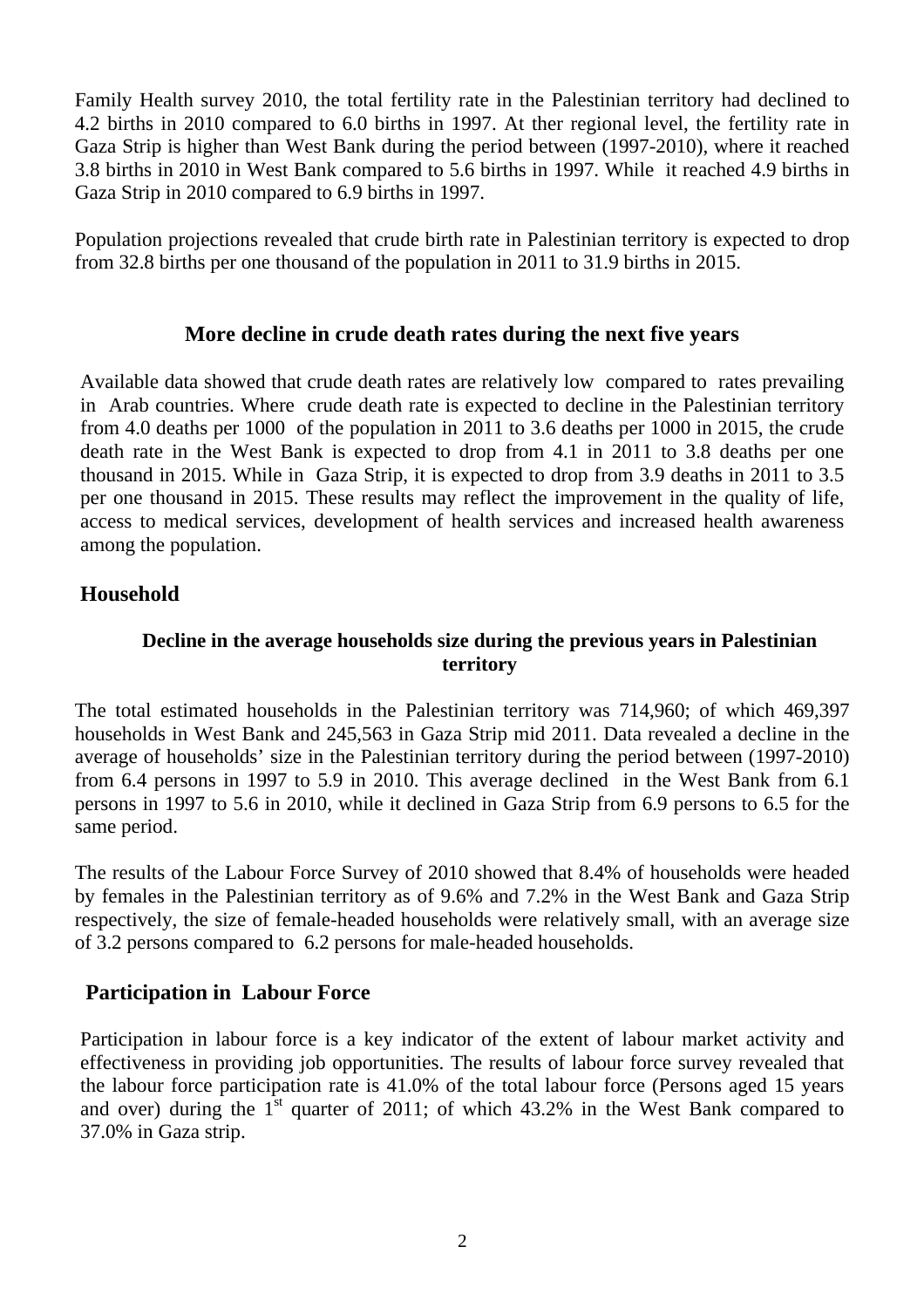Family Health survey 2010, the total fertility rate in the Palestinian territory had declined to 4.2 births in 2010 compared to 6.0 births in 1997. At ther regional level, the fertility rate in Gaza Strip is higher than West Bank during the period between (1997-2010), where it reached 3.8 births in 2010 in West Bank compared to 5.6 births in 1997. While it reached 4.9 births in Gaza Strip in 2010 compared to 6.9 births in 1997.

Population projections revealed that crude birth rate in Palestinian territory is expected to drop from 32.8 births per one thousand of the population in 2011 to 31.9 births in 2015.

### More decline in crude death rates during the next five years

Available data showed that crude death rates are relatively low compared to rates prevailing in Arab countries. Where crude death rate is expected to decline in the Palestinian territory from 4.0 deaths per 1000 of the population in 2011 to 3.6 deaths per 1000 in 2015, the crude death rate in the West Bank is expected to drop from 4.1 in 2011 to 3.8 deaths per one thousand in 2015. While in Gaza Strip, it is expected to drop from 3.9 deaths in 2011 to 3.5 per one thousand in 2015. These results may reflect the improvement in the quality of life, access to medical services, development of health services and increased health awareness among the population.

## Household

### Decline in the average households size during the previous years in Palestinian territory

The total estimated households in the Palestinian territory was 714,960; of which 469,397 households in West Bank and 245,563 in Gaza Strip mid 2011. Data revealed a decline in the average of households' size in the Palestinian territory during the period between (1997-2010) from 6.4 persons in 1997 to 5.9 in 2010. This average declined in the West Bank from 6.1 persons in 1997 to 5.6 in 2010, while it declined in Gaza Strip from 6.9 persons to 6.5 for the same period.

The results of the Labour Force Survey of 2010 showed that 8.4% of households were headed by females in the Palestinian territory as of 9.6% and 7.2% in the West Bank and Gaza Strip respectively, the size of female-headed households were relatively small, with an average size of 3.2 persons compared to 6.2 persons for male-headed households.

## Participation in Labour Force

Participation in labour force is a key indicator of the extent of labour market activity and effectiveness in providing job opportunities. The results of labour force survey revealed that the labour force participation rate is 41.0% of the total labour force (Persons aged 15 years and over) during the 1st quarter of 2011; of which 43.2% in the West Bank compared to 37.0% in Gaza strip.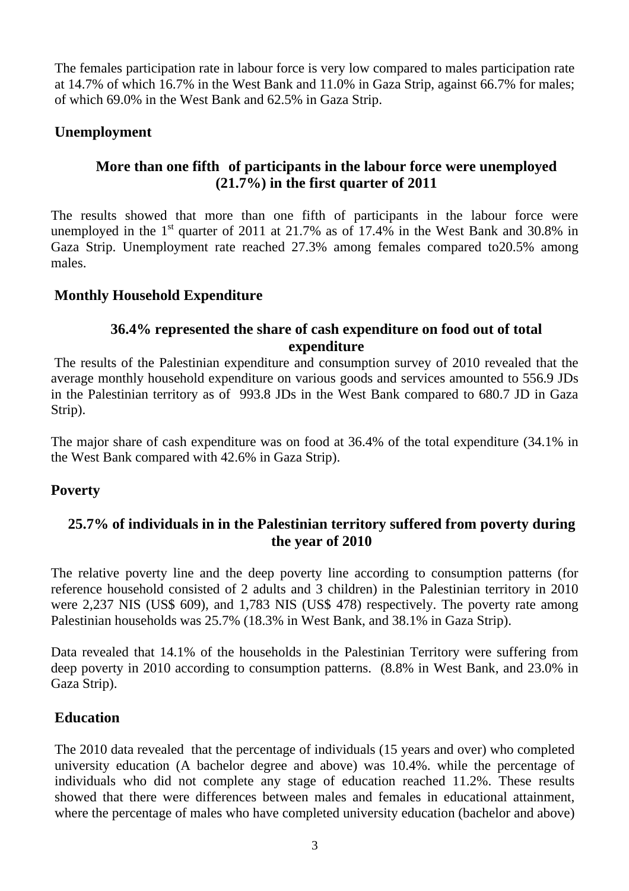The females participation rate in labour force is very low compared to males participation rate at 14.7% of which 16.7% in the West Bank and 11.0% in Gaza Strip, against 66.7% for males; of which 69.0% in the West Bank and 62.5% in Gaza Strip.

## Unemployment

### More than one fifth of participants in the labour force were unemployed (21.7%) in the first quarter of 2011

The results showed that more than one fifth of participants in the labour force were unemployed in the 1st quarter of 2011 at 21.7% as of 17.4% in the West Bank and 30.8% in Gaza Strip. Unemployment rate reached 27.3% among females compared to20.5% among males.

## Monthly Household Expenditure

### 36.4% represented the share of cash expenditure on food out of total expenditure

The results of the Palestinian expenditure and consumption survey of 2010 revealed that the average monthly household expenditure on various goods and services amounted to 556.9 JDs in the Palestinian territory as of 993.8 JDs in the West Bank compared to 680.7 JD in Gaza Strip).

The major share of cash expenditure was on food at 36.4% of the total expenditure (34.1% in the West Bank compared with 42.6% in Gaza Strip).

## Poverty

### 25.7% of individuals in in the Palestinian territory suffered from poverty during the year of 2010

The relative poverty line and the deep poverty line according to consumption patterns (for reference household consisted of 2 adults and 3 children) in the Palestinian territory in 2010 were 2,237 NIS (US$ 609), and 1,783 NIS (US$ 478) respectively. The poverty rate among Palestinian households was 25.7% (18.3% in West Bank, and 38.1% in Gaza Strip).

Data revealed that 14.1% of the households in the Palestinian Territory were suffering from deep poverty in 2010 according to consumption patterns. (8.8% in West Bank, and 23.0% in Gaza Strip).

## Education

The 2010 data revealed that the percentage of individuals (15 years and over) who completed university education (A bachelor degree and above) was 10.4%. while the percentage of individuals who did not complete any stage of education reached 11.2%. These results showed that there were differences between males and females in educational attainment, where the percentage of males who have completed university education (bachelor and above)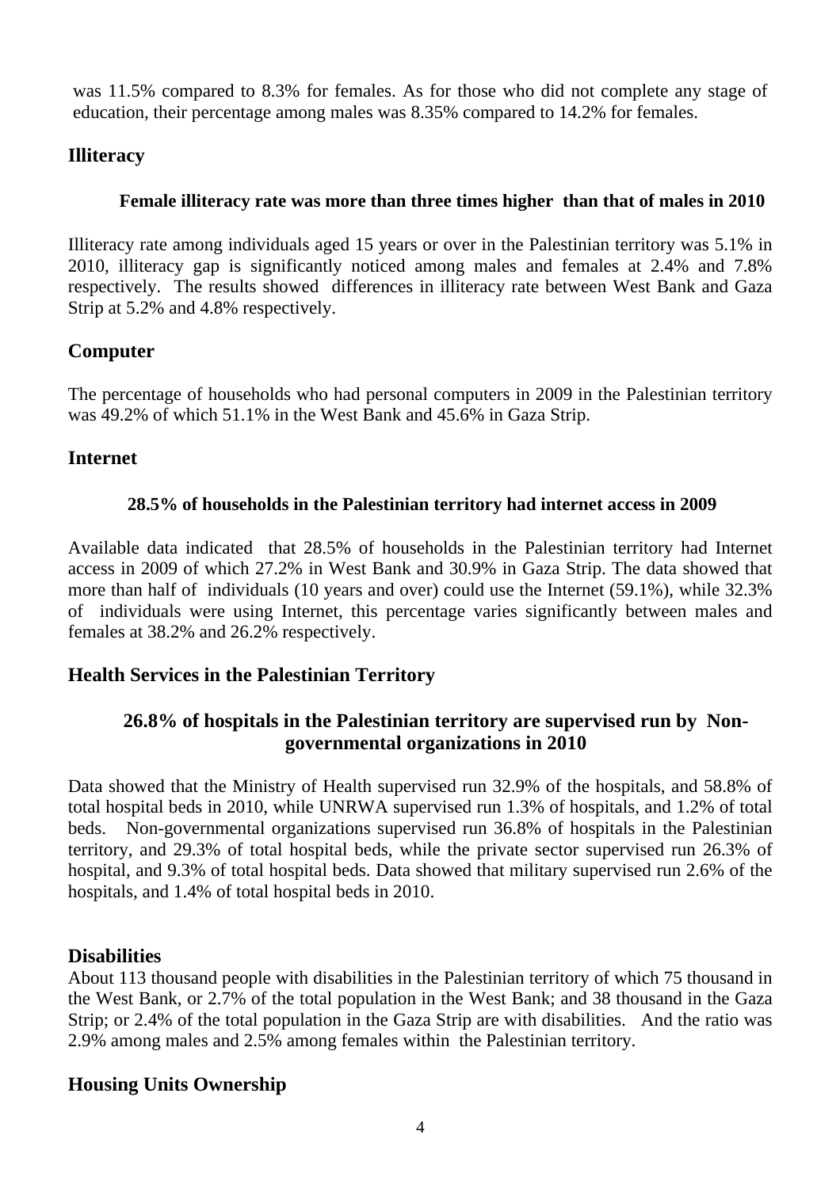was 11.5% compared to 8.3% for females. As for those who did not complete any stage of education, their percentage among males was 8.35% compared to 14.2% for females.

## Illiteracy

**Female illiteracy rate was more than three times higher than that of males in 2010**

Illiteracy rate among individuals aged 15 years or over in the Palestinian territory was 5.1% in 2010, illiteracy gap is significantly noticed among males and females at 2.4% and 7.8% respectively. The results showed differences in illiteracy rate between West Bank and Gaza Strip at 5.2% and 4.8% respectively.

## Computer

The percentage of households who had personal computers in 2009 in the Palestinian territory was 49.2% of which 51.1% in the West Bank and 45.6% in Gaza Strip.

## Internet

**28.5% of households in the Palestinian territory had internet access in 2009**

Available data indicated that 28.5% of households in the Palestinian territory had Internet access in 2009 of which 27.2% in West Bank and 30.9% in Gaza Strip. The data showed that more than half of individuals (10 years and over) could use the Internet (59.1%), while 32.3% of individuals were using Internet, this percentage varies significantly between males and females at 38.2% and 26.2% respectively.

## Health Services in the Palestinian Territory

**26.8% of hospitals in the Palestinian territory are supervised run by Non-governmental organizations in 2010**

Data showed that the Ministry of Health supervised run 32.9% of the hospitals, and 58.8% of total hospital beds in 2010, while UNRWA supervised run 1.3% of hospitals, and 1.2% of total beds. Non-governmental organizations supervised run 36.8% of hospitals in the Palestinian territory, and 29.3% of total hospital beds, while the private sector supervised run 26.3% of hospital, and 9.3% of total hospital beds. Data showed that military supervised run 2.6% of the hospitals, and 1.4% of total hospital beds in 2010.

## Disabilities

About 113 thousand people with disabilities in the Palestinian territory of which 75 thousand in the West Bank, or 2.7% of the total population in the West Bank; and 38 thousand in the Gaza Strip; or 2.4% of the total population in the Gaza Strip are with disabilities. And the ratio was 2.9% among males and 2.5% among females within the Palestinian territory.

## Housing Units Ownership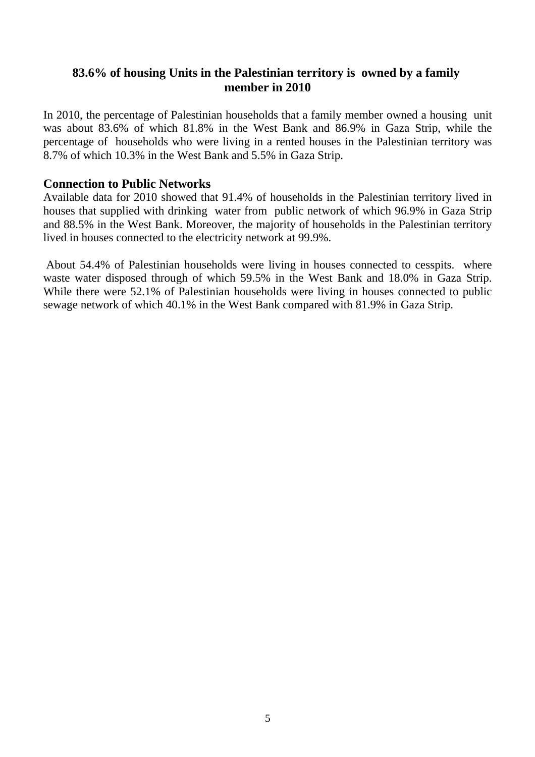## 83.6% of housing Units in the Palestinian territory is owned by a family member in 2010

In 2010, the percentage of Palestinian households that a family member owned a housing unit was about 83.6% of which 81.8% in the West Bank and 86.9% in Gaza Strip, while the percentage of households who were living in a rented houses in the Palestinian territory was 8.7% of which 10.3% in the West Bank and 5.5% in Gaza Strip.

### Connection to Public Networks

Available data for 2010 showed that 91.4% of households in the Palestinian territory lived in houses that supplied with drinking water from public network of which 96.9% in Gaza Strip and 88.5% in the West Bank. Moreover, the majority of households in the Palestinian territory lived in houses connected to the electricity network at 99.9%.

About 54.4% of Palestinian households were living in houses connected to cesspits. where waste water disposed through of which 59.5% in the West Bank and 18.0% in Gaza Strip. While there were 52.1% of Palestinian households were living in houses connected to public sewage network of which 40.1% in the West Bank compared with 81.9% in Gaza Strip.